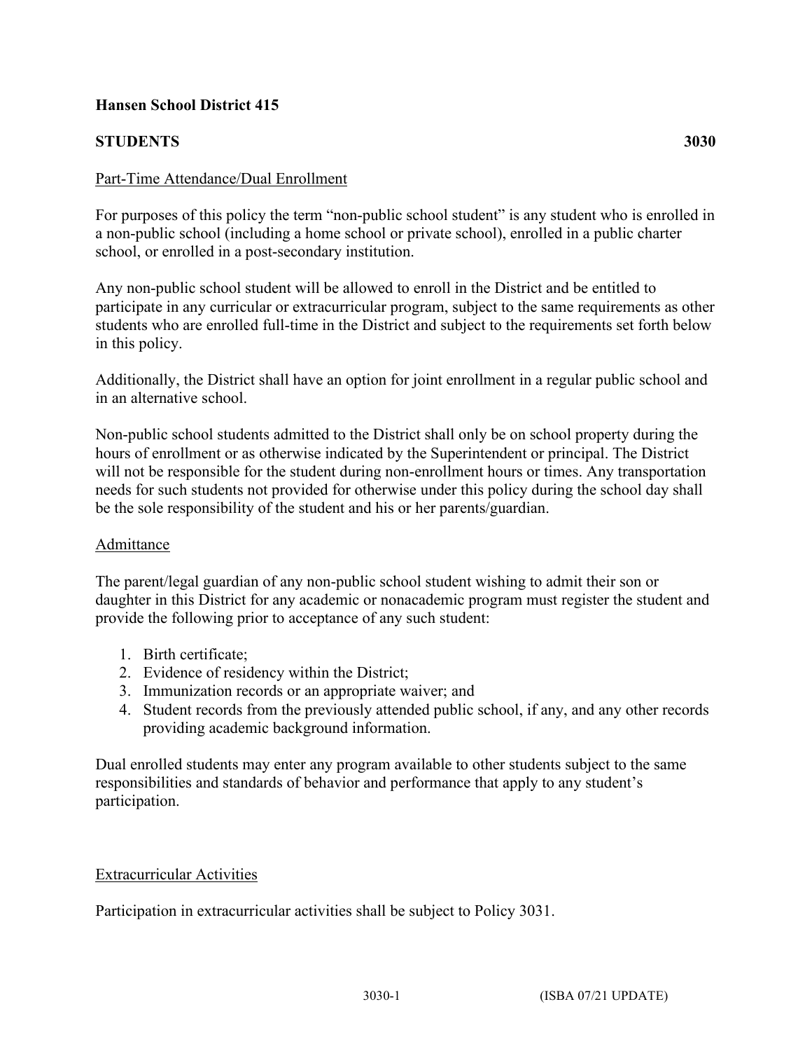**Hansen School District 415**

**STUDENTS 3030**

Part-Time Attendance/Dual Enrollment

For purposes of this policy the term "non-public school student" is any student who is enrolled in a non-public school (including a home school or private school), enrolled in a public charter school, or enrolled in a post-secondary institution.

Any non-public school student will be allowed to enroll in the District and be entitled to participate in any curricular or extracurricular program, subject to the same requirements as other students who are enrolled full-time in the District and subject to the requirements set forth below in this policy.

Additionally, the District shall have an option for joint enrollment in a regular public school and in an alternative school.

Non-public school students admitted to the District shall only be on school property during the hours of enrollment or as otherwise indicated by the Superintendent or principal. The District will not be responsible for the student during non-enrollment hours or times. Any transportation needs for such students not provided for otherwise under this policy during the school day shall be the sole responsibility of the student and his or her parents/guardian.

Admittance

The parent/legal guardian of any non-public school student wishing to admit their son or daughter in this District for any academic or nonacademic program must register the student and provide the following prior to acceptance of any such student:

1. Birth certificate;
2. Evidence of residency within the District;
3. Immunization records or an appropriate waiver; and
4. Student records from the previously attended public school, if any, and any other records providing academic background information.

Dual enrolled students may enter any program available to other students subject to the same responsibilities and standards of behavior and performance that apply to any student's participation.

Extracurricular Activities

Participation in extracurricular activities shall be subject to Policy 3031.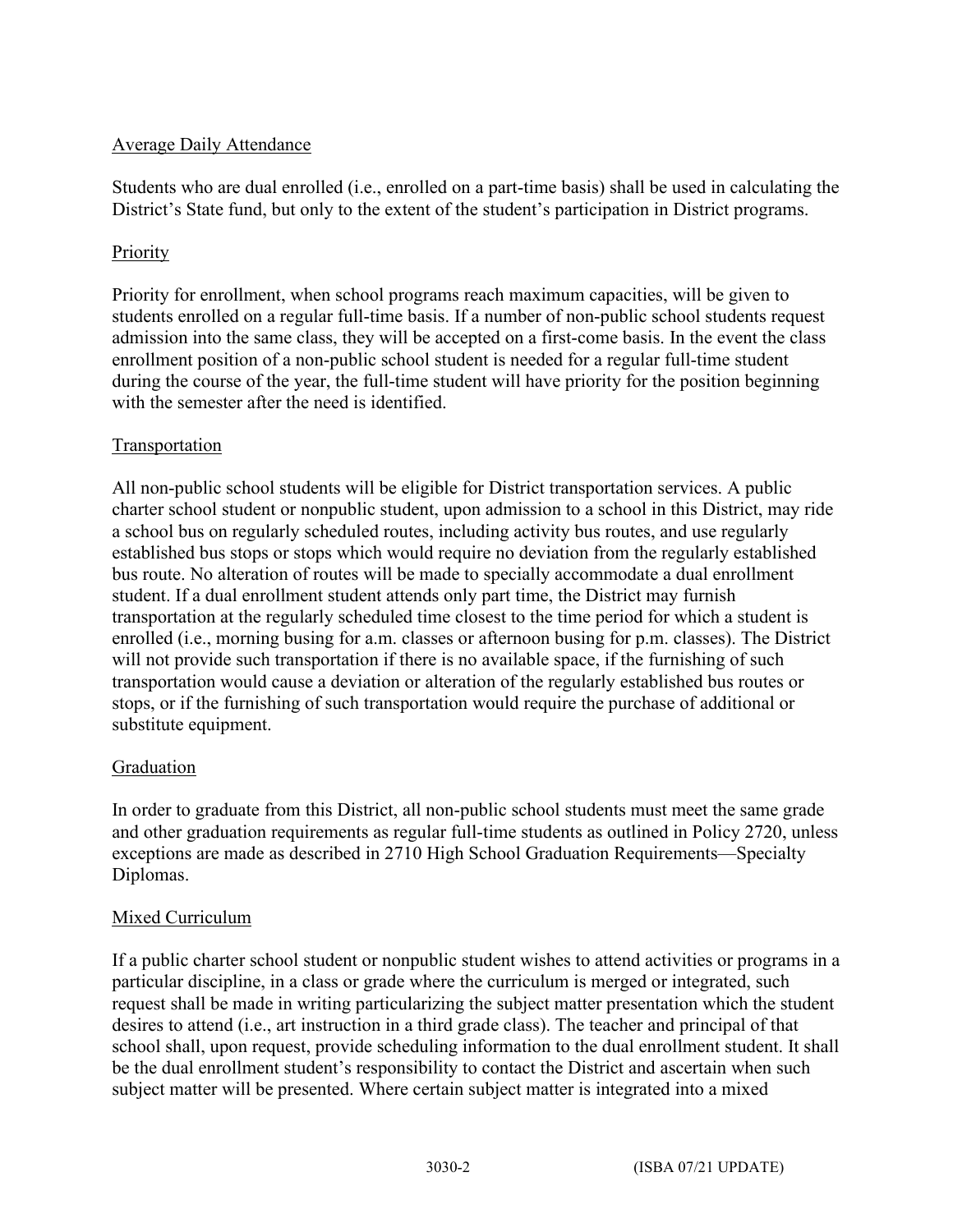Average Daily Attendance

Students who are dual enrolled (i.e., enrolled on a part-time basis) shall be used in calculating the District's State fund, but only to the extent of the student's participation in District programs.

Priority

Priority for enrollment, when school programs reach maximum capacities, will be given to students enrolled on a regular full-time basis. If a number of non-public school students request admission into the same class, they will be accepted on a first-come basis. In the event the class enrollment position of a non-public school student is needed for a regular full-time student during the course of the year, the full-time student will have priority for the position beginning with the semester after the need is identified.

Transportation

All non-public school students will be eligible for District transportation services. A public charter school student or nonpublic student, upon admission to a school in this District, may ride a school bus on regularly scheduled routes, including activity bus routes, and use regularly established bus stops or stops which would require no deviation from the regularly established bus route. No alteration of routes will be made to specially accommodate a dual enrollment student. If a dual enrollment student attends only part time, the District may furnish transportation at the regularly scheduled time closest to the time period for which a student is enrolled (i.e., morning busing for a.m. classes or afternoon busing for p.m. classes). The District will not provide such transportation if there is no available space, if the furnishing of such transportation would cause a deviation or alteration of the regularly established bus routes or stops, or if the furnishing of such transportation would require the purchase of additional or substitute equipment.

Graduation

In order to graduate from this District, all non-public school students must meet the same grade and other graduation requirements as regular full-time students as outlined in Policy 2720, unless exceptions are made as described in 2710 High School Graduation Requirements—Specialty Diplomas.

Mixed Curriculum

If a public charter school student or nonpublic student wishes to attend activities or programs in a particular discipline, in a class or grade where the curriculum is merged or integrated, such request shall be made in writing particularizing the subject matter presentation which the student desires to attend (i.e., art instruction in a third grade class). The teacher and principal of that school shall, upon request, provide scheduling information to the dual enrollment student. It shall be the dual enrollment student's responsibility to contact the District and ascertain when such subject matter will be presented. Where certain subject matter is integrated into a mixed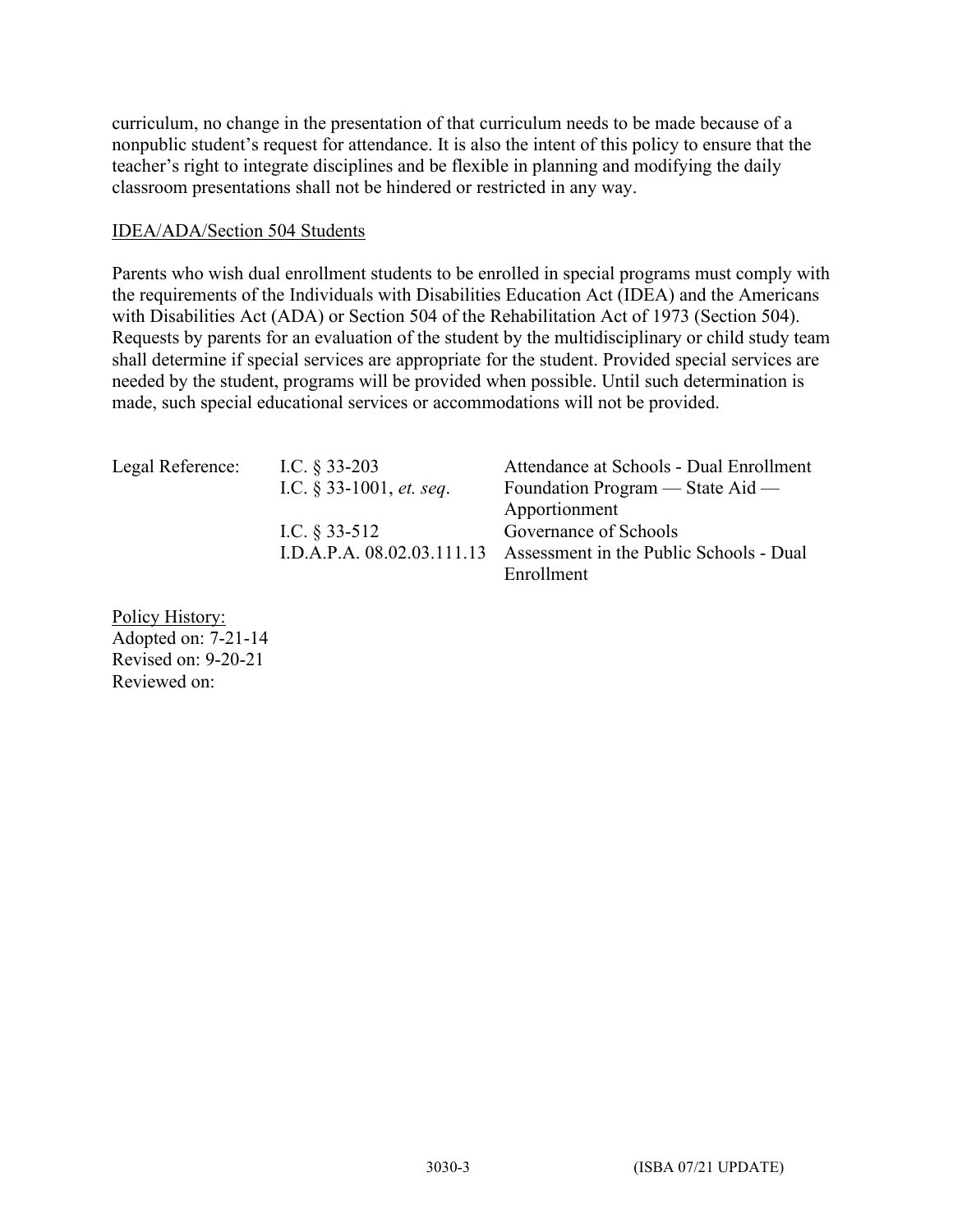curriculum, no change in the presentation of that curriculum needs to be made because of a nonpublic student's request for attendance. It is also the intent of this policy to ensure that the teacher's right to integrate disciplines and be flexible in planning and modifying the daily classroom presentations shall not be hindered or restricted in any way.

IDEA/ADA/Section 504 Students

Parents who wish dual enrollment students to be enrolled in special programs must comply with the requirements of the Individuals with Disabilities Education Act (IDEA) and the Americans with Disabilities Act (ADA) or Section 504 of the Rehabilitation Act of 1973 (Section 504). Requests by parents for an evaluation of the student by the multidisciplinary or child study team shall determine if special services are appropriate for the student. Provided special services are needed by the student, programs will be provided when possible. Until such determination is made, such special educational services or accommodations will not be provided.

| | | |
|---|---|---|
| Legal Reference: | I.C. § 33-203 | Attendance at Schools - Dual Enrollment |
| | I.C. § 33-1001, *et. seq*. | Foundation Program — State Aid — Apportionment |
| | I.C. § 33-512 | Governance of Schools |
| | I.D.A.P.A. 08.02.03.111.13 | Assessment in the Public Schools - Dual Enrollment |

Policy History:
Adopted on: 7-21-14
Revised on: 9-20-21
Reviewed on: